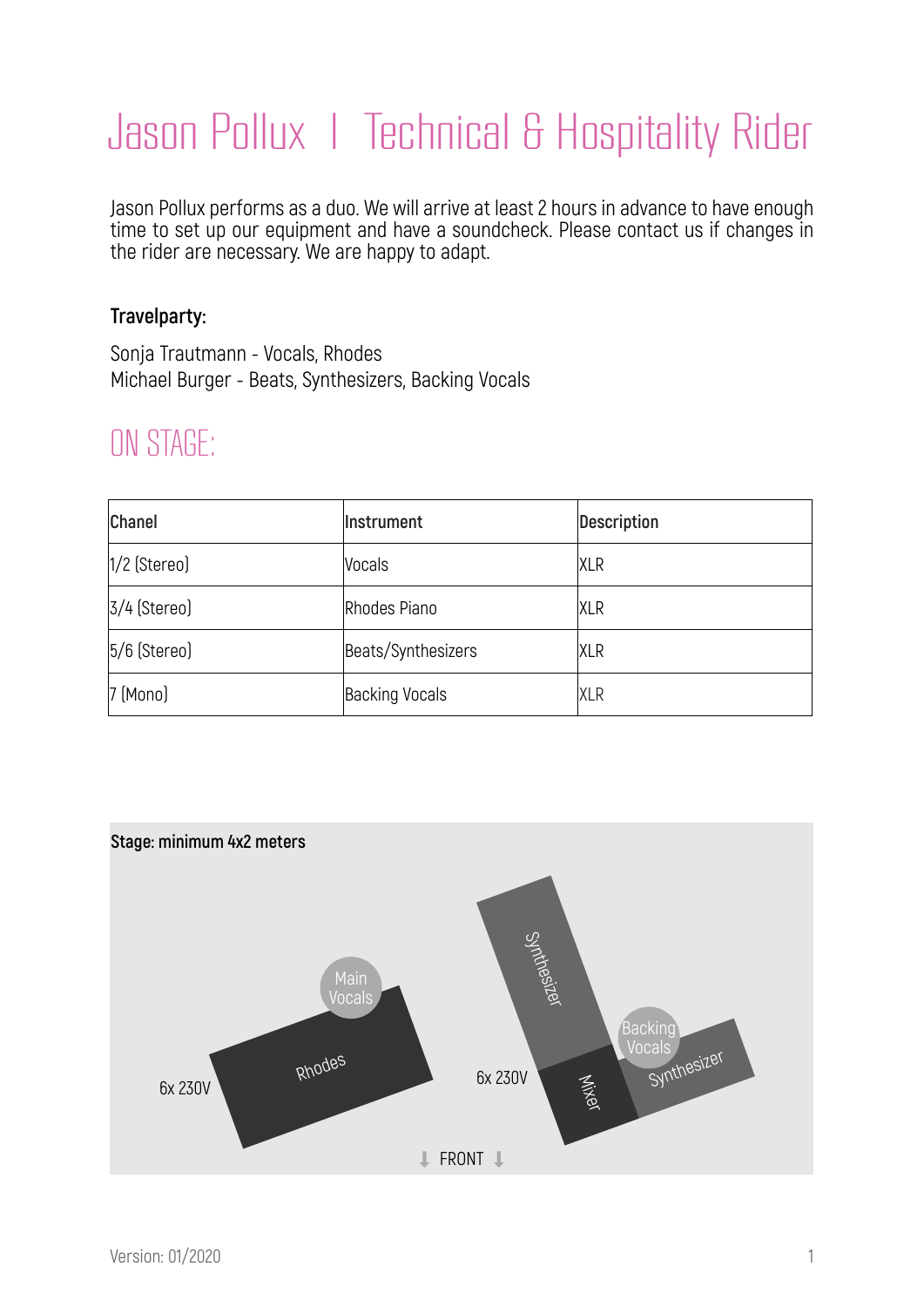# Jason Pollux I Technical & Hospitality Rider

Jason Pollux performs as a duo. We will arrive at least 2 hours in advance to have enough time to set up our equipment and have a soundcheck. Please contact us if changes in the rider are necessary. We are happy to adapt.

**Travelparty:**

Sonja Trautmann - Vocals, Rhodes
Michael Burger - Beats, Synthesizers, Backing Vocals

## ON STAGE:

| Chanel | Instrument | Description |
|---|---|---|
| 1/2 (Stereo) | Vocals | XLR |
| 3/4 (Stereo) | Rhodes Piano | XLR |
| 5/6 (Stereo) | Beats/Synthesizers | XLR |
| 7 (Mono) | Backing Vocals | XLR |

**Stage: minimum 4x2 meters**

Main Vocals
Rhodes
6x 230V
Synthesizer
Backing Vocals
Synthesizer
Mixer
6x 230V
FRONT

Version: 01/2020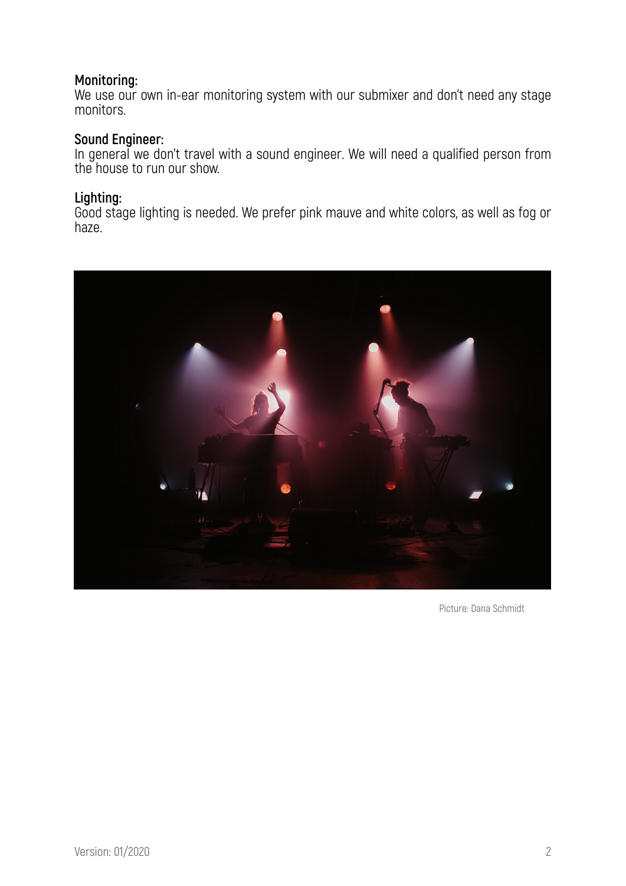**Monitoring:**
We use our own in-ear monitoring system with our submixer and don't need any stage monitors.

**Sound Engineer:**
In general we don't travel with a sound engineer. We will need a qualified person from the house to run our show.

**Lighting:**
Good stage lighting is needed. We prefer pink mauve and white colors, as well as fog or haze.

Picture: Dana Schmidt

Version: 01/2020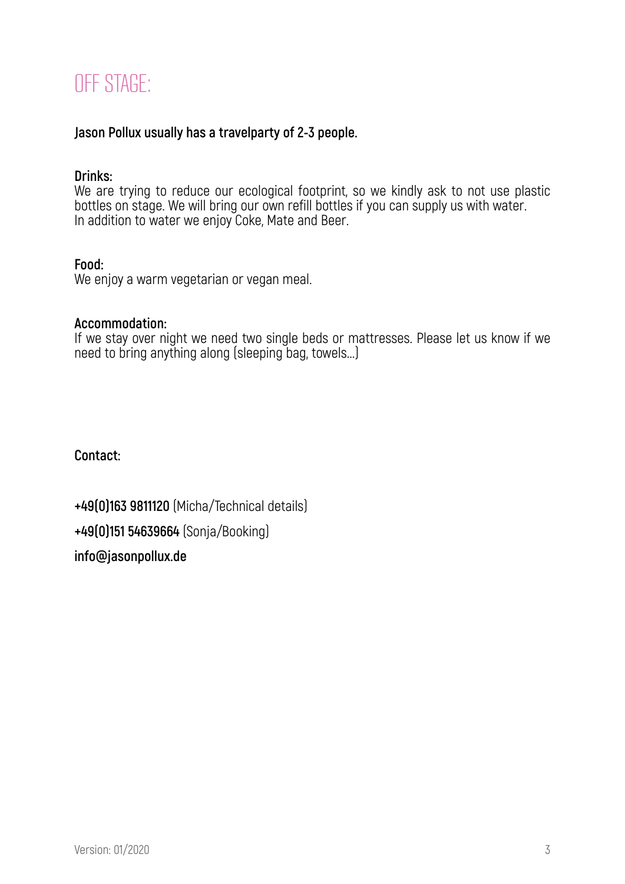# OFF STAGE:

**Jason Pollux usually has a travelparty of 2-3 people.**

**Drinks:**
We are trying to reduce our ecological footprint, so we kindly ask to not use plastic bottles on stage. We will bring our own refill bottles if you can supply us with water.
In addition to water we enjoy Coke, Mate and Beer.

**Food:**
We enjoy a warm vegetarian or vegan meal.

**Accommodation:**
If we stay over night we need two single beds or mattresses. Please let us know if we need to bring anything along (sleeping bag, towels...)

**Contact:**

**+49(0)163 9811120** (Micha/Technical details)

**+49(0)151 54639664** (Sonja/Booking)

**info@jasonpollux.de**

Version: 01/2020